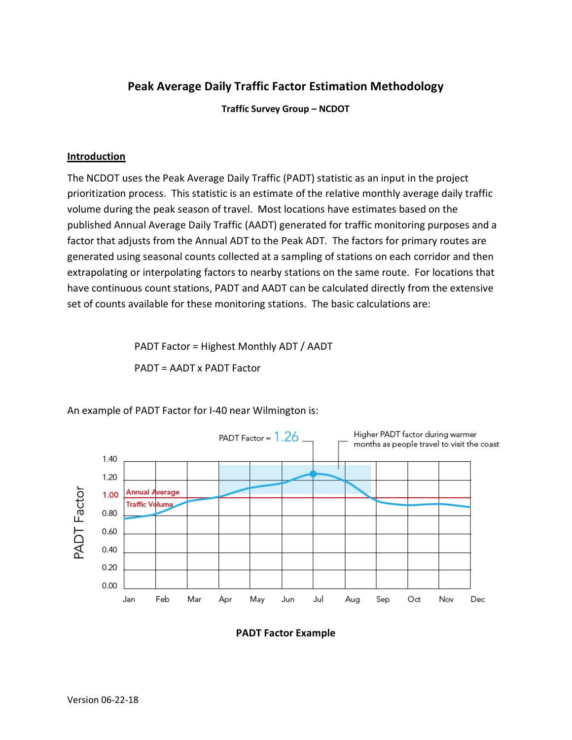# Peak Average Daily Traffic Factor Estimation Methodology

**Traffic Survey Group – NCDOT**

## Introduction

The NCDOT uses the Peak Average Daily Traffic (PADT) statistic as an input in the project prioritization process. This statistic is an estimate of the relative monthly average daily traffic volume during the peak season of travel. Most locations have estimates based on the published Annual Average Daily Traffic (AADT) generated for traffic monitoring purposes and a factor that adjusts from the Annual ADT to the Peak ADT. The factors for primary routes are generated using seasonal counts collected at a sampling of stations on each corridor and then extrapolating or interpolating factors to nearby stations on the same route. For locations that have continuous count stations, PADT and AADT can be calculated directly from the extensive set of counts available for these monitoring stations. The basic calculations are:

PADT Factor = Highest Monthly ADT / AADT

PADT = AADT x PADT Factor

An example of PADT Factor for I-40 near Wilmington is:

PADT Factor = 1.26

Higher PADT factor during warmer months as people travel to visit the coast

**PADT Factor Example**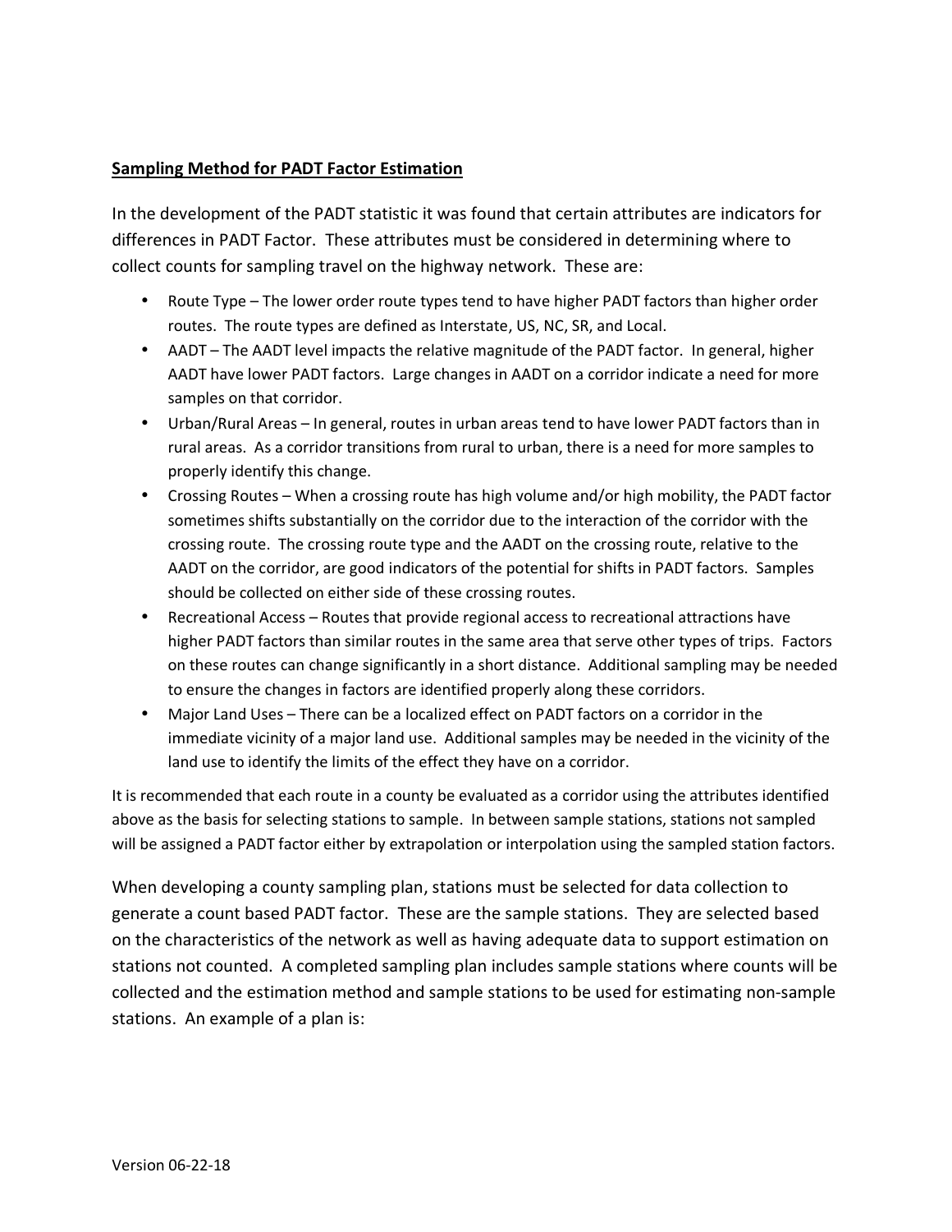**Sampling Method for PADT Factor Estimation**

In the development of the PADT statistic it was found that certain attributes are indicators for differences in PADT Factor. These attributes must be considered in determining where to collect counts for sampling travel on the highway network. These are:

- Route Type – The lower order route types tend to have higher PADT factors than higher order routes. The route types are defined as Interstate, US, NC, SR, and Local.
- AADT – The AADT level impacts the relative magnitude of the PADT factor. In general, higher AADT have lower PADT factors. Large changes in AADT on a corridor indicate a need for more samples on that corridor.
- Urban/Rural Areas – In general, routes in urban areas tend to have lower PADT factors than in rural areas. As a corridor transitions from rural to urban, there is a need for more samples to properly identify this change.
- Crossing Routes – When a crossing route has high volume and/or high mobility, the PADT factor sometimes shifts substantially on the corridor due to the interaction of the corridor with the crossing route. The crossing route type and the AADT on the crossing route, relative to the AADT on the corridor, are good indicators of the potential for shifts in PADT factors. Samples should be collected on either side of these crossing routes.
- Recreational Access – Routes that provide regional access to recreational attractions have higher PADT factors than similar routes in the same area that serve other types of trips. Factors on these routes can change significantly in a short distance. Additional sampling may be needed to ensure the changes in factors are identified properly along these corridors.
- Major Land Uses – There can be a localized effect on PADT factors on a corridor in the immediate vicinity of a major land use. Additional samples may be needed in the vicinity of the land use to identify the limits of the effect they have on a corridor.

It is recommended that each route in a county be evaluated as a corridor using the attributes identified above as the basis for selecting stations to sample. In between sample stations, stations not sampled will be assigned a PADT factor either by extrapolation or interpolation using the sampled station factors.

When developing a county sampling plan, stations must be selected for data collection to generate a count based PADT factor. These are the sample stations. They are selected based on the characteristics of the network as well as having adequate data to support estimation on stations not counted. A completed sampling plan includes sample stations where counts will be collected and the estimation method and sample stations to be used for estimating non-sample stations. An example of a plan is: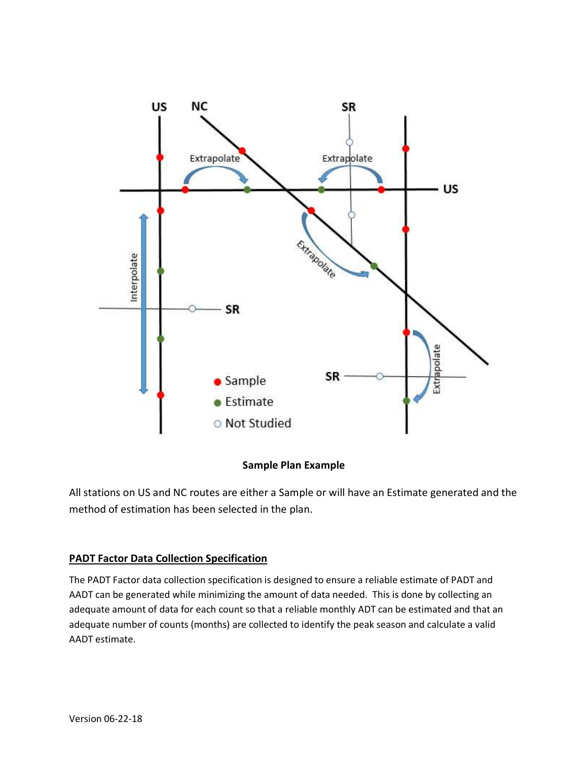**Sample Plan Example**

All stations on US and NC routes are either a Sample or will have an Estimate generated and the method of estimation has been selected in the plan.

## PADT Factor Data Collection Specification

The PADT Factor data collection specification is designed to ensure a reliable estimate of PADT and AADT can be generated while minimizing the amount of data needed. This is done by collecting an adequate amount of data for each count so that a reliable monthly ADT can be estimated and that an adequate number of counts (months) are collected to identify the peak season and calculate a valid AADT estimate.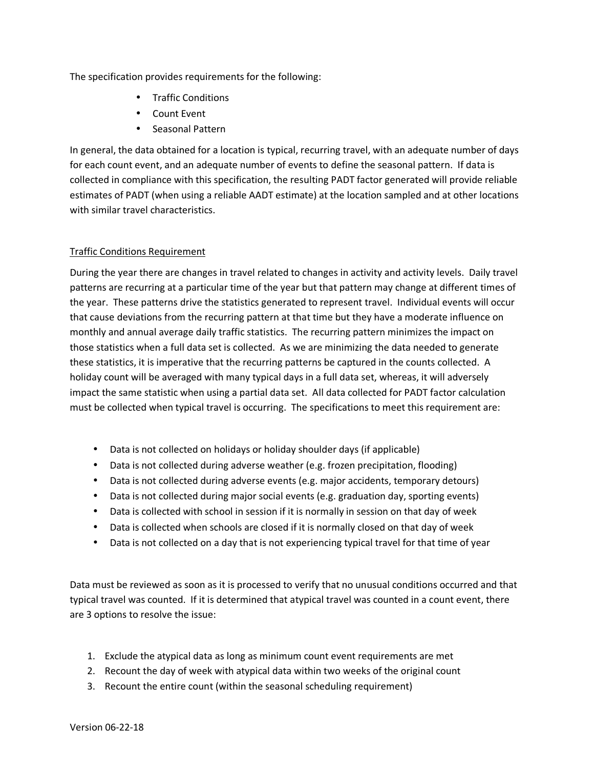The specification provides requirements for the following:

- Traffic Conditions
- Count Event
- Seasonal Pattern

In general, the data obtained for a location is typical, recurring travel, with an adequate number of days for each count event, and an adequate number of events to define the seasonal pattern. If data is collected in compliance with this specification, the resulting PADT factor generated will provide reliable estimates of PADT (when using a reliable AADT estimate) at the location sampled and at other locations with similar travel characteristics.

## Traffic Conditions Requirement

During the year there are changes in travel related to changes in activity and activity levels. Daily travel patterns are recurring at a particular time of the year but that pattern may change at different times of the year. These patterns drive the statistics generated to represent travel. Individual events will occur that cause deviations from the recurring pattern at that time but they have a moderate influence on monthly and annual average daily traffic statistics. The recurring pattern minimizes the impact on those statistics when a full data set is collected. As we are minimizing the data needed to generate these statistics, it is imperative that the recurring patterns be captured in the counts collected. A holiday count will be averaged with many typical days in a full data set, whereas, it will adversely impact the same statistic when using a partial data set. All data collected for PADT factor calculation must be collected when typical travel is occurring. The specifications to meet this requirement are:

- Data is not collected on holidays or holiday shoulder days (if applicable)
- Data is not collected during adverse weather (e.g. frozen precipitation, flooding)
- Data is not collected during adverse events (e.g. major accidents, temporary detours)
- Data is not collected during major social events (e.g. graduation day, sporting events)
- Data is collected with school in session if it is normally in session on that day of week
- Data is collected when schools are closed if it is normally closed on that day of week
- Data is not collected on a day that is not experiencing typical travel for that time of year

Data must be reviewed as soon as it is processed to verify that no unusual conditions occurred and that typical travel was counted. If it is determined that atypical travel was counted in a count event, there are 3 options to resolve the issue:

1. Exclude the atypical data as long as minimum count event requirements are met
2. Recount the day of week with atypical data within two weeks of the original count
3. Recount the entire count (within the seasonal scheduling requirement)

Version 06-22-18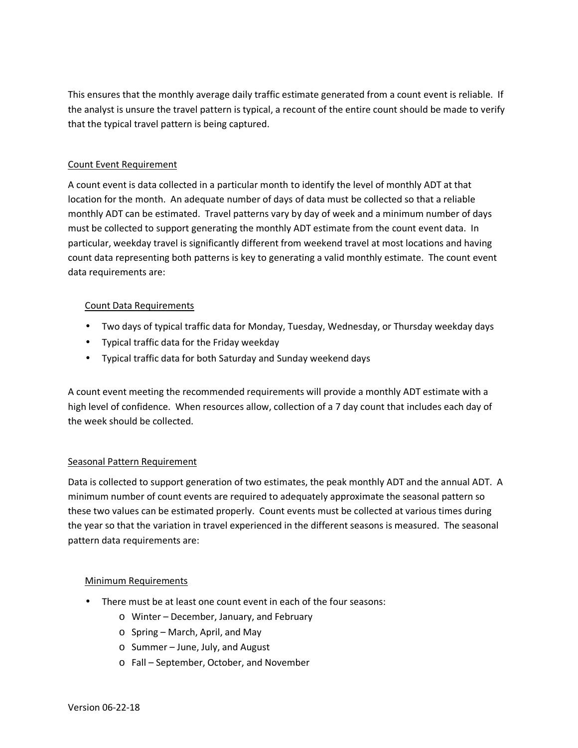This ensures that the monthly average daily traffic estimate generated from a count event is reliable. If the analyst is unsure the travel pattern is typical, a recount of the entire count should be made to verify that the typical travel pattern is being captured.

## Count Event Requirement

A count event is data collected in a particular month to identify the level of monthly ADT at that location for the month. An adequate number of days of data must be collected so that a reliable monthly ADT can be estimated. Travel patterns vary by day of week and a minimum number of days must be collected to support generating the monthly ADT estimate from the count event data. In particular, weekday travel is significantly different from weekend travel at most locations and having count data representing both patterns is key to generating a valid monthly estimate. The count event data requirements are:

### Count Data Requirements

- Two days of typical traffic data for Monday, Tuesday, Wednesday, or Thursday weekday days
- Typical traffic data for the Friday weekday
- Typical traffic data for both Saturday and Sunday weekend days

A count event meeting the recommended requirements will provide a monthly ADT estimate with a high level of confidence. When resources allow, collection of a 7 day count that includes each day of the week should be collected.

## Seasonal Pattern Requirement

Data is collected to support generation of two estimates, the peak monthly ADT and the annual ADT. A minimum number of count events are required to adequately approximate the seasonal pattern so these two values can be estimated properly. Count events must be collected at various times during the year so that the variation in travel experienced in the different seasons is measured. The seasonal pattern data requirements are:

### Minimum Requirements

- There must be at least one count event in each of the four seasons:
  - Winter – December, January, and February
  - Spring – March, April, and May
  - Summer – June, July, and August
  - Fall – September, October, and November

Version 06-22-18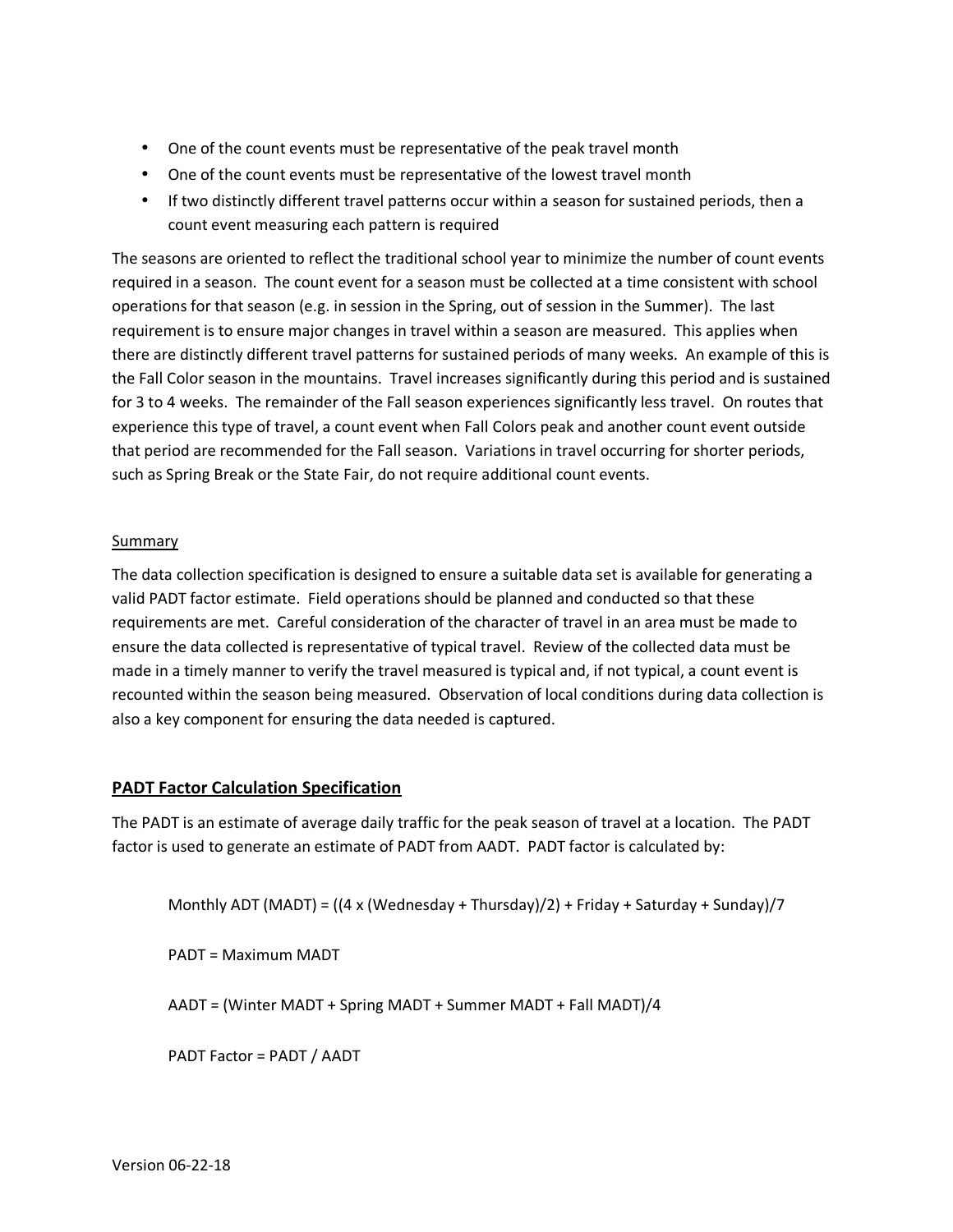- One of the count events must be representative of the peak travel month
- One of the count events must be representative of the lowest travel month
- If two distinctly different travel patterns occur within a season for sustained periods, then a count event measuring each pattern is required

The seasons are oriented to reflect the traditional school year to minimize the number of count events required in a season. The count event for a season must be collected at a time consistent with school operations for that season (e.g. in session in the Spring, out of session in the Summer). The last requirement is to ensure major changes in travel within a season are measured. This applies when there are distinctly different travel patterns for sustained periods of many weeks. An example of this is the Fall Color season in the mountains. Travel increases significantly during this period and is sustained for 3 to 4 weeks. The remainder of the Fall season experiences significantly less travel. On routes that experience this type of travel, a count event when Fall Colors peak and another count event outside that period are recommended for the Fall season. Variations in travel occurring for shorter periods, such as Spring Break or the State Fair, do not require additional count events.

<u>Summary</u>

The data collection specification is designed to ensure a suitable data set is available for generating a valid PADT factor estimate. Field operations should be planned and conducted so that these requirements are met. Careful consideration of the character of travel in an area must be made to ensure the data collected is representative of typical travel. Review of the collected data must be made in a timely manner to verify the travel measured is typical and, if not typical, a count event is recounted within the season being measured. Observation of local conditions during data collection is also a key component for ensuring the data needed is captured.

## PADT Factor Calculation Specification

The PADT is an estimate of average daily traffic for the peak season of travel at a location. The PADT factor is used to generate an estimate of PADT from AADT. PADT factor is calculated by:

$$\text{Monthly ADT (MADT)} = ((4 \times (\text{Wednesday} + \text{Thursday})/2) + \text{Friday} + \text{Saturday} + \text{Sunday})/7$$

$$\text{PADT} = \text{Maximum MADT}$$

$$\text{AADT} = (\text{Winter MADT} + \text{Spring MADT} + \text{Summer MADT} + \text{Fall MADT})/4$$

$$\text{PADT Factor} = \text{PADT} / \text{AADT}$$

Version 06-22-18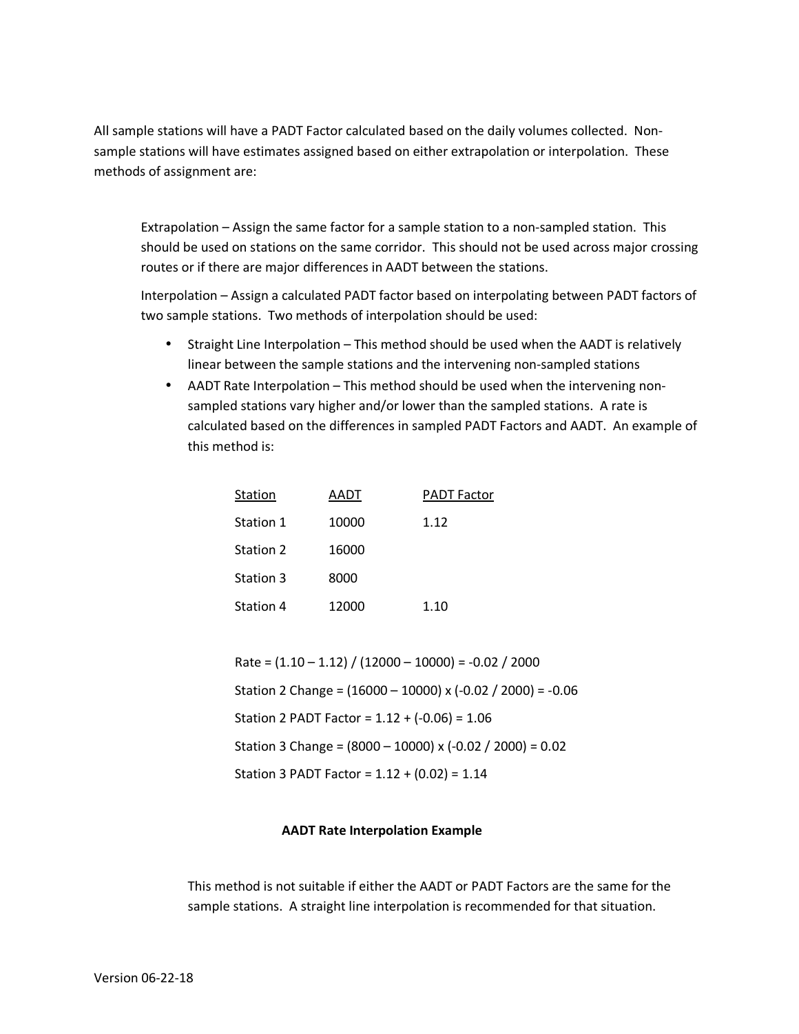All sample stations will have a PADT Factor calculated based on the daily volumes collected. Non-sample stations will have estimates assigned based on either extrapolation or interpolation. These methods of assignment are:

Extrapolation – Assign the same factor for a sample station to a non-sampled station. This should be used on stations on the same corridor. This should not be used across major crossing routes or if there are major differences in AADT between the stations.

Interpolation – Assign a calculated PADT factor based on interpolating between PADT factors of two sample stations. Two methods of interpolation should be used:

- Straight Line Interpolation – This method should be used when the AADT is relatively linear between the sample stations and the intervening non-sampled stations
- AADT Rate Interpolation – This method should be used when the intervening non-sampled stations vary higher and/or lower than the sampled stations. A rate is calculated based on the differences in sampled PADT Factors and AADT. An example of this method is:

| Station | AADT | PADT Factor |
|---|---|---|
| Station 1 | 10000 | 1.12 |
| Station 2 | 16000 | |
| Station 3 | 8000 | |
| Station 4 | 12000 | 1.10 |

Rate = (1.10 – 1.12) / (12000 – 10000) = -0.02 / 2000

Station 2 Change = (16000 – 10000) x (-0.02 / 2000) = -0.06

Station 2 PADT Factor = 1.12 + (-0.06) = 1.06

Station 3 Change = (8000 – 10000) x (-0.02 / 2000) = 0.02

Station 3 PADT Factor = 1.12 + (0.02) = 1.14

**AADT Rate Interpolation Example**

This method is not suitable if either the AADT or PADT Factors are the same for the sample stations. A straight line interpolation is recommended for that situation.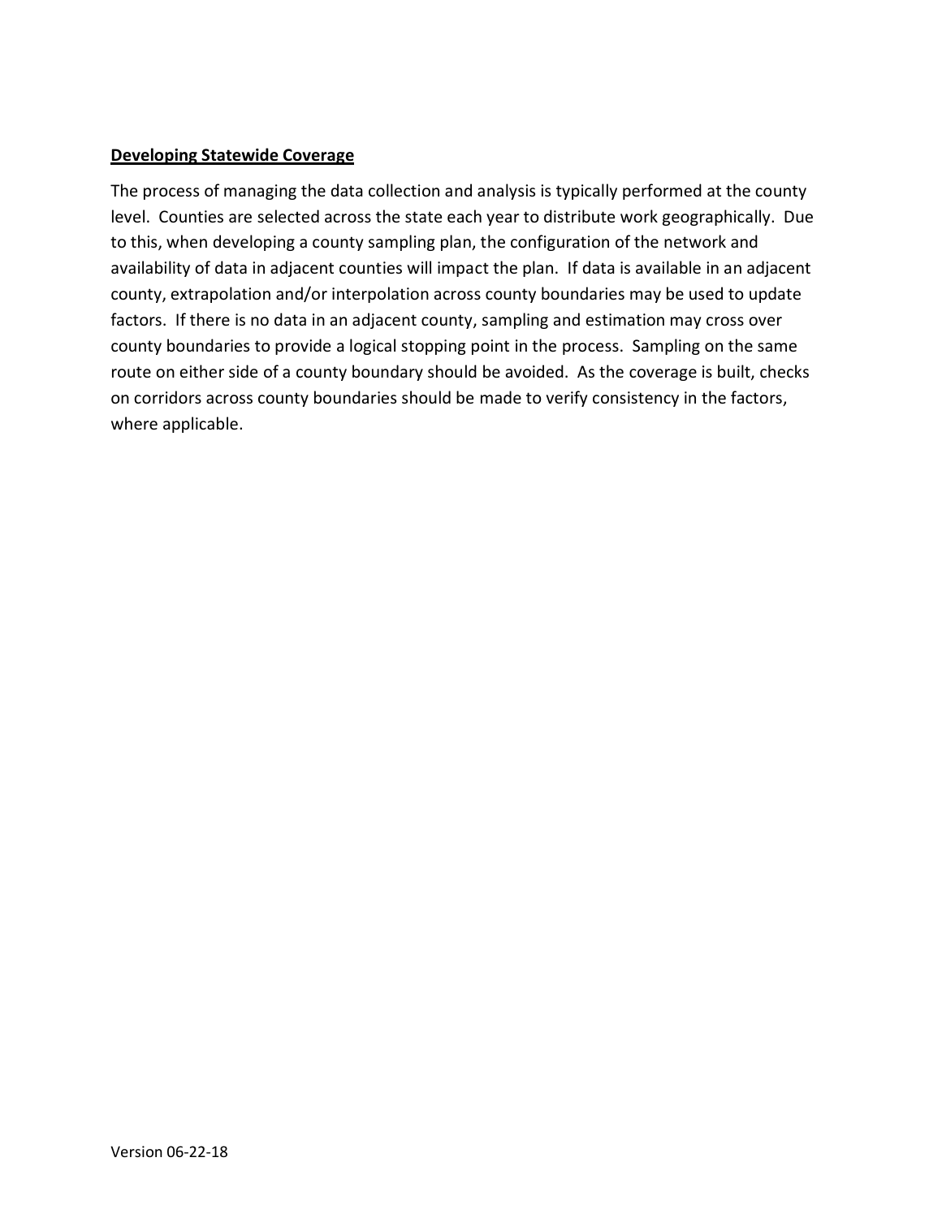## Developing Statewide Coverage

The process of managing the data collection and analysis is typically performed at the county level. Counties are selected across the state each year to distribute work geographically. Due to this, when developing a county sampling plan, the configuration of the network and availability of data in adjacent counties will impact the plan. If data is available in an adjacent county, extrapolation and/or interpolation across county boundaries may be used to update factors. If there is no data in an adjacent county, sampling and estimation may cross over county boundaries to provide a logical stopping point in the process. Sampling on the same route on either side of a county boundary should be avoided. As the coverage is built, checks on corridors across county boundaries should be made to verify consistency in the factors, where applicable.